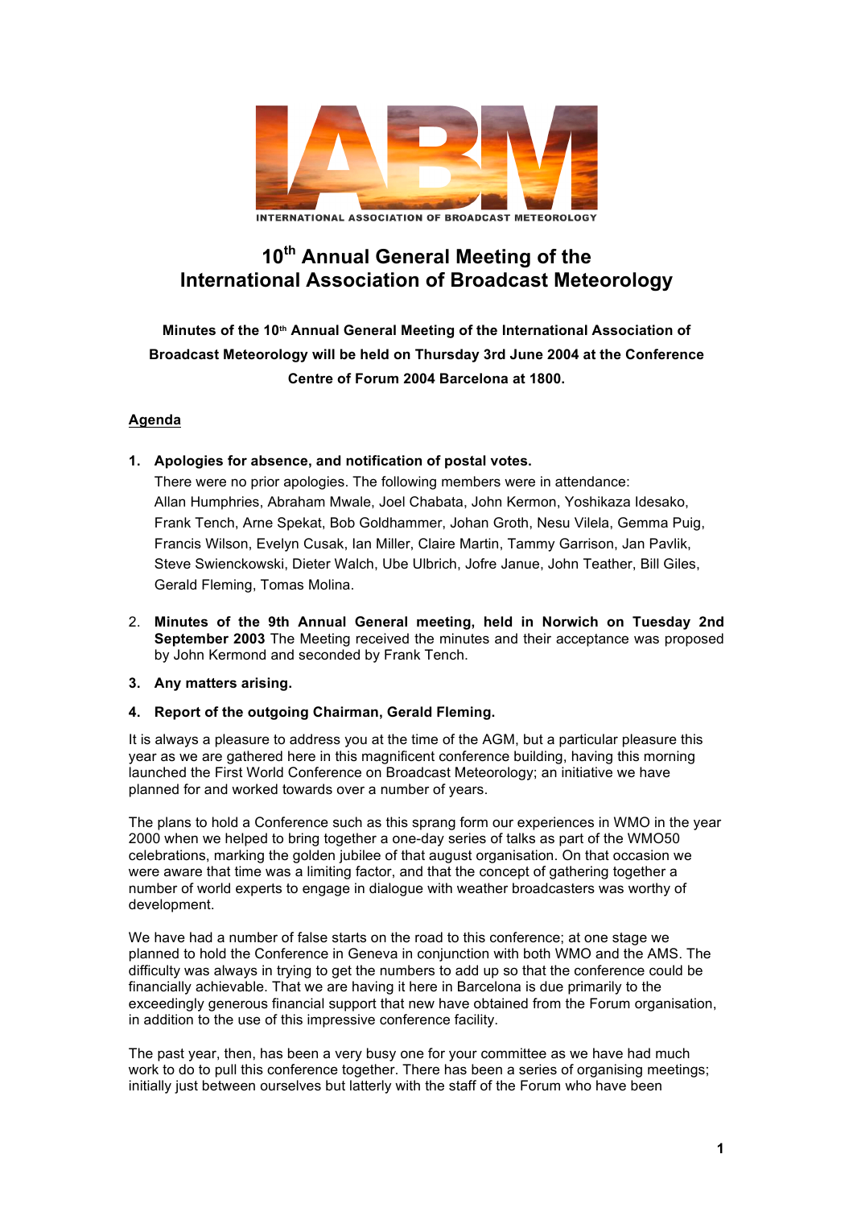IABM

INTERNATIONAL ASSOCIATION OF BROADCAST METEOROLOGY

# 10th Annual General Meeting of the International Association of Broadcast Meteorology

**Minutes of the 10th Annual General Meeting of the International Association of Broadcast Meteorology will be held on Thursday 3rd June 2004 at the Conference Centre of Forum 2004 Barcelona at 1800.**

**Agenda**

1. **Apologies for absence, and notification of postal votes.**
   There were no prior apologies. The following members were in attendance: Allan Humphries, Abraham Mwale, Joel Chabata, John Kermon, Yoshikaza Idesako, Frank Tench, Arne Spekat, Bob Goldhammer, Johan Groth, Nesu Vilela, Gemma Puig, Francis Wilson, Evelyn Cusak, Ian Miller, Claire Martin, Tammy Garrison, Jan Pavlik, Steve Swienckowski, Dieter Walch, Ube Ulbrich, Jofre Janue, John Teather, Bill Giles, Gerald Fleming, Tomas Molina.

2. **Minutes of the 9th Annual General meeting, held in Norwich on Tuesday 2nd September 2003** The Meeting received the minutes and their acceptance was proposed by John Kermond and seconded by Frank Tench.

3. **Any matters arising.**

4. **Report of the outgoing Chairman, Gerald Fleming.**

It is always a pleasure to address you at the time of the AGM, but a particular pleasure this year as we are gathered here in this magnificent conference building, having this morning launched the First World Conference on Broadcast Meteorology; an initiative we have planned for and worked towards over a number of years.

The plans to hold a Conference such as this sprang form our experiences in WMO in the year 2000 when we helped to bring together a one-day series of talks as part of the WMO50 celebrations, marking the golden jubilee of that august organisation. On that occasion we were aware that time was a limiting factor, and that the concept of gathering together a number of world experts to engage in dialogue with weather broadcasters was worthy of development.

We have had a number of false starts on the road to this conference; at one stage we planned to hold the Conference in Geneva in conjunction with both WMO and the AMS. The difficulty was always in trying to get the numbers to add up so that the conference could be financially achievable. That we are having it here in Barcelona is due primarily to the exceedingly generous financial support that new have obtained from the Forum organisation, in addition to the use of this impressive conference facility.

The past year, then, has been a very busy one for your committee as we have had much work to do to pull this conference together. There has been a series of organising meetings; initially just between ourselves but latterly with the staff of the Forum who have been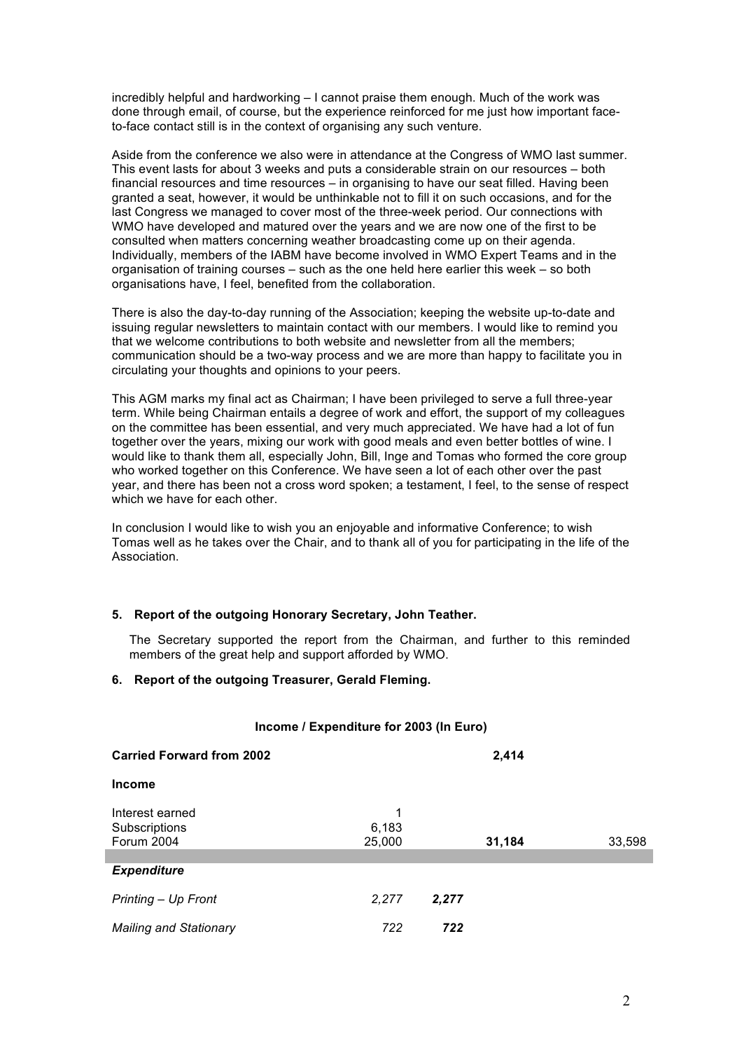incredibly helpful and hardworking – I cannot praise them enough. Much of the work was done through email, of course, but the experience reinforced for me just how important face-to-face contact still is in the context of organising any such venture.

Aside from the conference we also were in attendance at the Congress of WMO last summer. This event lasts for about 3 weeks and puts a considerable strain on our resources – both financial resources and time resources – in organising to have our seat filled. Having been granted a seat, however, it would be unthinkable not to fill it on such occasions, and for the last Congress we managed to cover most of the three-week period. Our connections with WMO have developed and matured over the years and we are now one of the first to be consulted when matters concerning weather broadcasting come up on their agenda. Individually, members of the IABM have become involved in WMO Expert Teams and in the organisation of training courses – such as the one held here earlier this week – so both organisations have, I feel, benefited from the collaboration.

There is also the day-to-day running of the Association; keeping the website up-to-date and issuing regular newsletters to maintain contact with our members. I would like to remind you that we welcome contributions to both website and newsletter from all the members; communication should be a two-way process and we are more than happy to facilitate you in circulating your thoughts and opinions to your peers.

This AGM marks my final act as Chairman; I have been privileged to serve a full three-year term. While being Chairman entails a degree of work and effort, the support of my colleagues on the committee has been essential, and very much appreciated. We have had a lot of fun together over the years, mixing our work with good meals and even better bottles of wine. I would like to thank them all, especially John, Bill, Inge and Tomas who formed the core group who worked together on this Conference. We have seen a lot of each other over the past year, and there has been not a cross word spoken; a testament, I feel, to the sense of respect which we have for each other.

In conclusion I would like to wish you an enjoyable and informative Conference; to wish Tomas well as he takes over the Chair, and to thank all of you for participating in the life of the Association.

**5. Report of the outgoing Honorary Secretary, John Teather.**

The Secretary supported the report from the Chairman, and further to this reminded members of the great help and support afforded by WMO.

**6. Report of the outgoing Treasurer, Gerald Fleming.**

**Income / Expenditure for 2003 (In Euro)**

| | | | | |
|---|---|---|---|---|
| **Carried Forward from 2002** | | | **2,414** | |
| **Income** | | | | |
| Interest earned | 1 | | | |
| Subscriptions | 6,183 | | | |
| Forum 2004 | 25,000 | | **31,184** | 33,598 |
| ***Expenditure*** | | | | |
| *Printing – Up Front* | *2,277* | ***2,277*** | | |
| *Mailing and Stationary* | *722* | ***722*** | | |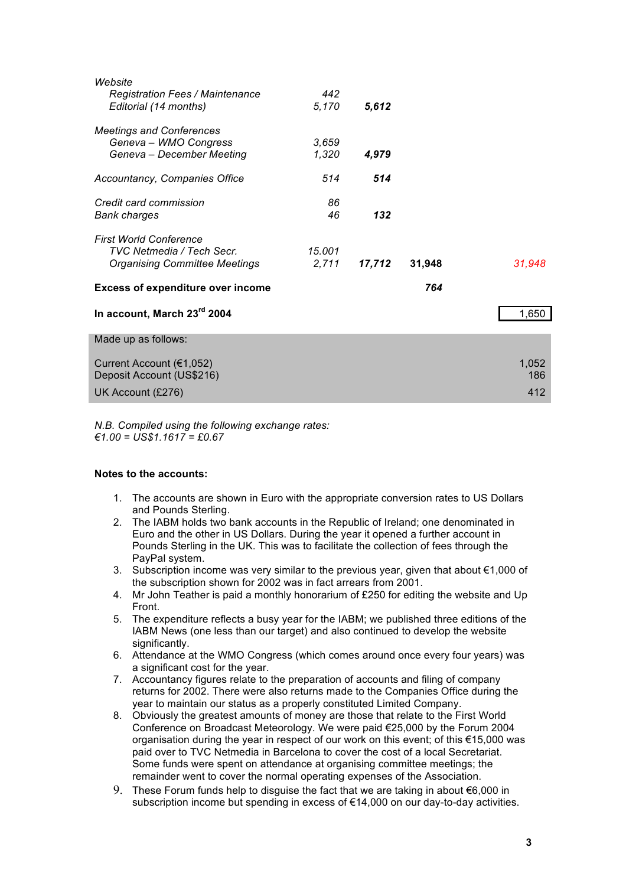| | | | | |
|---|---|---|---|---|
| *Website* | | | | |
| *Registration Fees / Maintenance* | *442* | | | |
| *Editorial (14 months)* | *5,170* | ***5,612*** | | |
| *Meetings and Conferences* | | | | |
| *Geneva – WMO Congress* | *3,659* | | | |
| *Geneva – December Meeting* | *1,320* | ***4,979*** | | |
| *Accountancy, Companies Office* | *514* | ***514*** | | |
| *Credit card commission* | *86* | | | |
| *Bank charges* | *46* | ***132*** | | |
| *First World Conference* | | | | |
| *TVC Netmedia / Tech Secr.* | *15.001* | | | |
| *Organising Committee Meetings* | *2,711* | ***17,712*** | **31,948** | *31,948* |
| **Excess of expenditure over income** | | | ***764*** | |
| **In account, March 23rd 2004** | | | | 1,650 |
| Made up as follows: | | | | |
| Current Account (€1,052) | | | | 1,052 |
| Deposit Account (US$216) | | | | 186 |
| UK Account (£276) | | | | 412 |

*N.B. Compiled using the following exchange rates:*
*€1.00 = US$1.1617 = £0.67*

**Notes to the accounts:**

1. The accounts are shown in Euro with the appropriate conversion rates to US Dollars and Pounds Sterling.
2. The IABM holds two bank accounts in the Republic of Ireland; one denominated in Euro and the other in US Dollars. During the year it opened a further account in Pounds Sterling in the UK. This was to facilitate the collection of fees through the PayPal system.
3. Subscription income was very similar to the previous year, given that about €1,000 of the subscription shown for 2002 was in fact arrears from 2001.
4. Mr John Teather is paid a monthly honorarium of £250 for editing the website and Up Front.
5. The expenditure reflects a busy year for the IABM; we published three editions of the IABM News (one less than our target) and also continued to develop the website significantly.
6. Attendance at the WMO Congress (which comes around once every four years) was a significant cost for the year.
7. Accountancy figures relate to the preparation of accounts and filing of company returns for 2002. There were also returns made to the Companies Office during the year to maintain our status as a properly constituted Limited Company.
8. Obviously the greatest amounts of money are those that relate to the First World Conference on Broadcast Meteorology. We were paid €25,000 by the Forum 2004 organisation during the year in respect of our work on this event; of this €15,000 was paid over to TVC Netmedia in Barcelona to cover the cost of a local Secretariat. Some funds were spent on attendance at organising committee meetings; the remainder went to cover the normal operating expenses of the Association.
9. These Forum funds help to disguise the fact that we are taking in about €6,000 in subscription income but spending in excess of €14,000 on our day-to-day activities.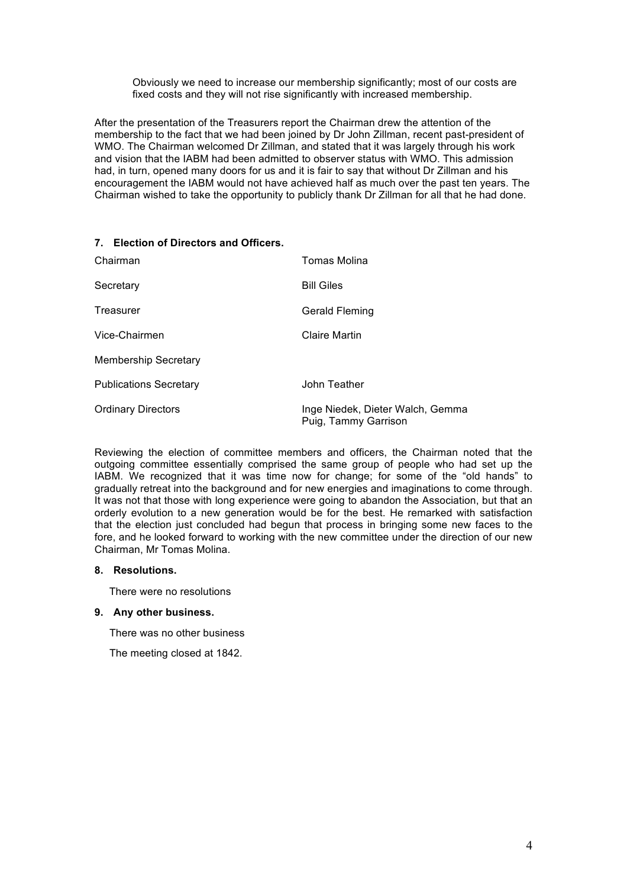> Obviously we need to increase our membership significantly; most of our costs are fixed costs and they will not rise significantly with increased membership.

After the presentation of the Treasurers report the Chairman drew the attention of the membership to the fact that we had been joined by Dr John Zillman, recent past-president of WMO. The Chairman welcomed Dr Zillman, and stated that it was largely through his work and vision that the IABM had been admitted to observer status with WMO. This admission had, in turn, opened many doors for us and it is fair to say that without Dr Zillman and his encouragement the IABM would not have achieved half as much over the past ten years. The Chairman wished to take the opportunity to publicly thank Dr Zillman for all that he had done.

**7. Election of Directors and Officers.**

| | |
|---|---|
| Chairman | Tomas Molina |
| Secretary | Bill Giles |
| Treasurer | Gerald Fleming |
| Vice-Chairmen | Claire Martin |
| Membership Secretary | |
| Publications Secretary | John Teather |
| Ordinary Directors | Inge Niedek, Dieter Walch, Gemma Puig, Tammy Garrison |

Reviewing the election of committee members and officers, the Chairman noted that the outgoing committee essentially comprised the same group of people who had set up the IABM. We recognized that it was time now for change; for some of the “old hands” to gradually retreat into the background and for new energies and imaginations to come through. It was not that those with long experience were going to abandon the Association, but that an orderly evolution to a new generation would be for the best. He remarked with satisfaction that the election just concluded had begun that process in bringing some new faces to the fore, and he looked forward to working with the new committee under the direction of our new Chairman, Mr Tomas Molina.

**8. Resolutions.**

There were no resolutions

**9. Any other business.**

There was no other business

The meeting closed at 1842.